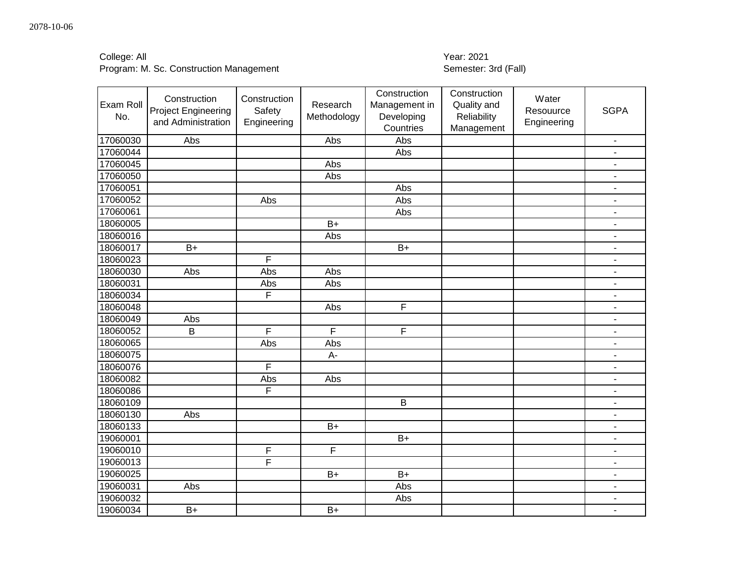2078-10-06

College: All
Program: M. Sc. Construction Management

Year: 2021
Semester: 3rd (Fall)

| Exam Roll No. | Construction Project Engineering and Administration | Construction Safety Engineering | Research Methodology | Construction Management in Developing Countries | Construction Quality and Reliability Management | Water Resouurce Engineering | SGPA |
|---|---|---|---|---|---|---|---|
| 17060030 | Abs | | Abs | Abs | | | - |
| 17060044 | | | | Abs | | | - |
| 17060045 | | | Abs | | | | - |
| 17060050 | | | Abs | | | | - |
| 17060051 | | | | Abs | | | - |
| 17060052 | | Abs | | Abs | | | - |
| 17060061 | | | | Abs | | | - |
| 18060005 | | | B+ | | | | - |
| 18060016 | | | Abs | | | | - |
| 18060017 | B+ | | | B+ | | | - |
| 18060023 | | F | | | | | - |
| 18060030 | Abs | Abs | Abs | | | | - |
| 18060031 | | Abs | Abs | | | | - |
| 18060034 | | F | | | | | - |
| 18060048 | | | Abs | F | | | - |
| 18060049 | Abs | | | | | | - |
| 18060052 | B | F | F | F | | | - |
| 18060065 | | Abs | Abs | | | | - |
| 18060075 | | | A- | | | | - |
| 18060076 | | F | | | | | - |
| 18060082 | | Abs | Abs | | | | - |
| 18060086 | | F | | | | | - |
| 18060109 | | | | B | | | - |
| 18060130 | Abs | | | | | | - |
| 18060133 | | | B+ | | | | - |
| 19060001 | | | | B+ | | | - |
| 19060010 | | F | F | | | | - |
| 19060013 | | F | | | | | - |
| 19060025 | | | B+ | B+ | | | - |
| 19060031 | Abs | | | Abs | | | - |
| 19060032 | | | | Abs | | | - |
| 19060034 | B+ | | B+ | | | | - |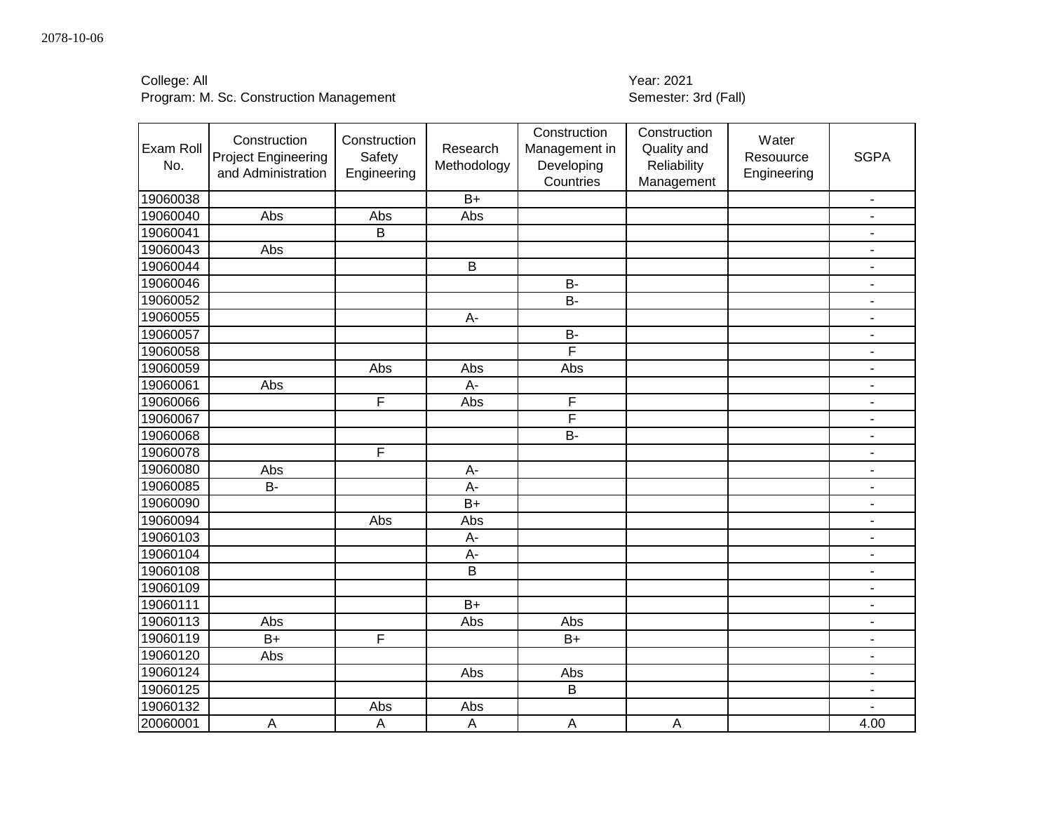2078-10-06

College: All
Program: M. Sc. Construction Management

Year: 2021
Semester: 3rd (Fall)

| Exam Roll No. | Construction Project Engineering and Administration | Construction Safety Engineering | Research Methodology | Construction Management in Developing Countries | Construction Quality and Reliability Management | Water Resouurce Engineering | SGPA |
|---|---|---|---|---|---|---|---|
| 19060038 | | | B+ | | | | - |
| 19060040 | Abs | Abs | Abs | | | | - |
| 19060041 | | B | | | | | - |
| 19060043 | Abs | | | | | | - |
| 19060044 | | | B | | | | - |
| 19060046 | | | | B- | | | - |
| 19060052 | | | | B- | | | - |
| 19060055 | | | A- | | | | - |
| 19060057 | | | | B- | | | - |
| 19060058 | | | | F | | | - |
| 19060059 | | Abs | Abs | Abs | | | - |
| 19060061 | Abs | | A- | | | | - |
| 19060066 | | F | Abs | F | | | - |
| 19060067 | | | | F | | | - |
| 19060068 | | | | B- | | | - |
| 19060078 | | F | | | | | - |
| 19060080 | Abs | | A- | | | | - |
| 19060085 | B- | | A- | | | | - |
| 19060090 | | | B+ | | | | - |
| 19060094 | | Abs | Abs | | | | - |
| 19060103 | | | A- | | | | - |
| 19060104 | | | A- | | | | - |
| 19060108 | | | B | | | | - |
| 19060109 | | | | | | | - |
| 19060111 | | | B+ | | | | - |
| 19060113 | Abs | | Abs | Abs | | | - |
| 19060119 | B+ | F | | B+ | | | - |
| 19060120 | Abs | | | | | | - |
| 19060124 | | | Abs | Abs | | | - |
| 19060125 | | | | B | | | - |
| 19060132 | | Abs | Abs | | | | - |
| 20060001 | A | A | A | A | A | | 4.00 |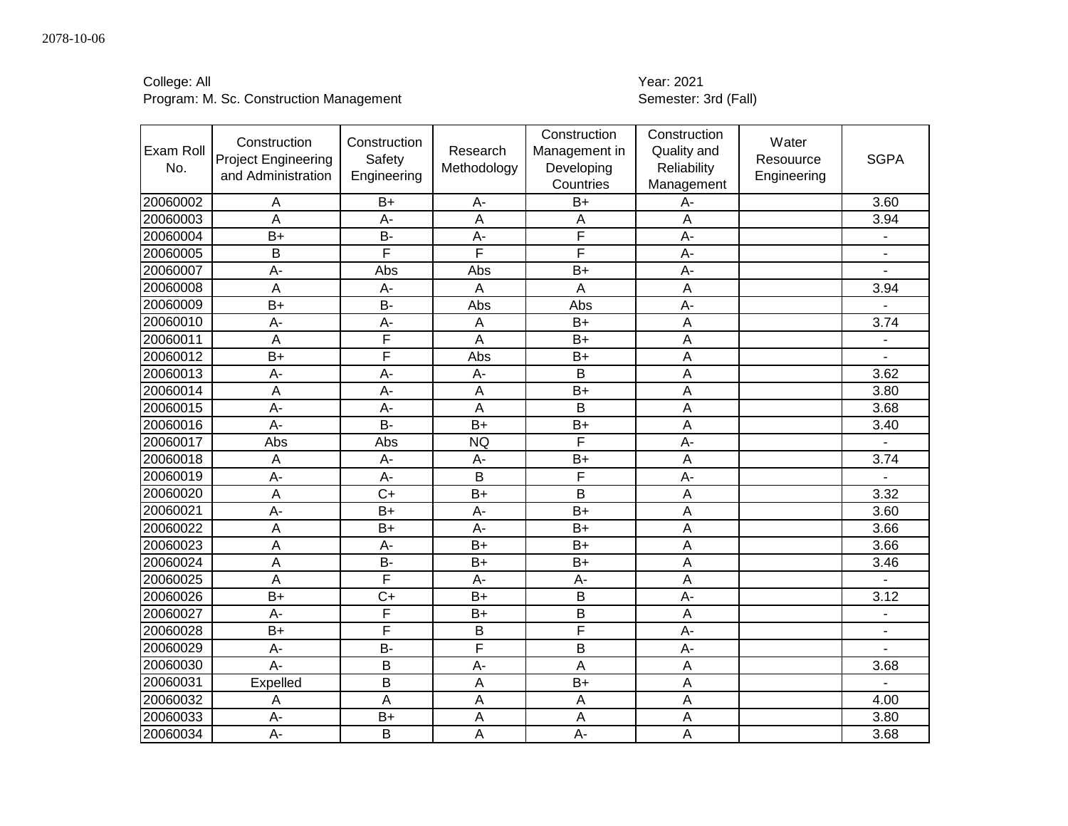2078-10-06

College: All
Program: M. Sc. Construction Management

Year: 2021
Semester: 3rd (Fall)

| Exam Roll No. | Construction Project Engineering and Administration | Construction Safety Engineering | Research Methodology | Construction Management in Developing Countries | Construction Quality and Reliability Management | Water Resouurce Engineering | SGPA |
|---|---|---|---|---|---|---|---|
| 20060002 | A | B+ | A- | B+ | A- | | 3.60 |
| 20060003 | A | A- | A | A | A | | 3.94 |
| 20060004 | B+ | B- | A- | F | A- | | - |
| 20060005 | B | F | F | F | A- | | - |
| 20060007 | A- | Abs | Abs | B+ | A- | | - |
| 20060008 | A | A- | A | A | A | | 3.94 |
| 20060009 | B+ | B- | Abs | Abs | A- | | - |
| 20060010 | A- | A- | A | B+ | A | | 3.74 |
| 20060011 | A | F | A | B+ | A | | - |
| 20060012 | B+ | F | Abs | B+ | A | | - |
| 20060013 | A- | A- | A- | B | A | | 3.62 |
| 20060014 | A | A- | A | B+ | A | | 3.80 |
| 20060015 | A- | A- | A | B | A | | 3.68 |
| 20060016 | A- | B- | B+ | B+ | A | | 3.40 |
| 20060017 | Abs | Abs | NQ | F | A- | | - |
| 20060018 | A | A- | A- | B+ | A | | 3.74 |
| 20060019 | A- | A- | B | F | A- | | - |
| 20060020 | A | C+ | B+ | B | A | | 3.32 |
| 20060021 | A- | B+ | A- | B+ | A | | 3.60 |
| 20060022 | A | B+ | A- | B+ | A | | 3.66 |
| 20060023 | A | A- | B+ | B+ | A | | 3.66 |
| 20060024 | A | B- | B+ | B+ | A | | 3.46 |
| 20060025 | A | F | A- | A- | A | | - |
| 20060026 | B+ | C+ | B+ | B | A- | | 3.12 |
| 20060027 | A- | F | B+ | B | A | | - |
| 20060028 | B+ | F | B | F | A- | | - |
| 20060029 | A- | B- | F | B | A- | | - |
| 20060030 | A- | B | A- | A | A | | 3.68 |
| 20060031 | Expelled | B | A | B+ | A | | - |
| 20060032 | A | A | A | A | A | | 4.00 |
| 20060033 | A- | B+ | A | A | A | | 3.80 |
| 20060034 | A- | B | A | A- | A | | 3.68 |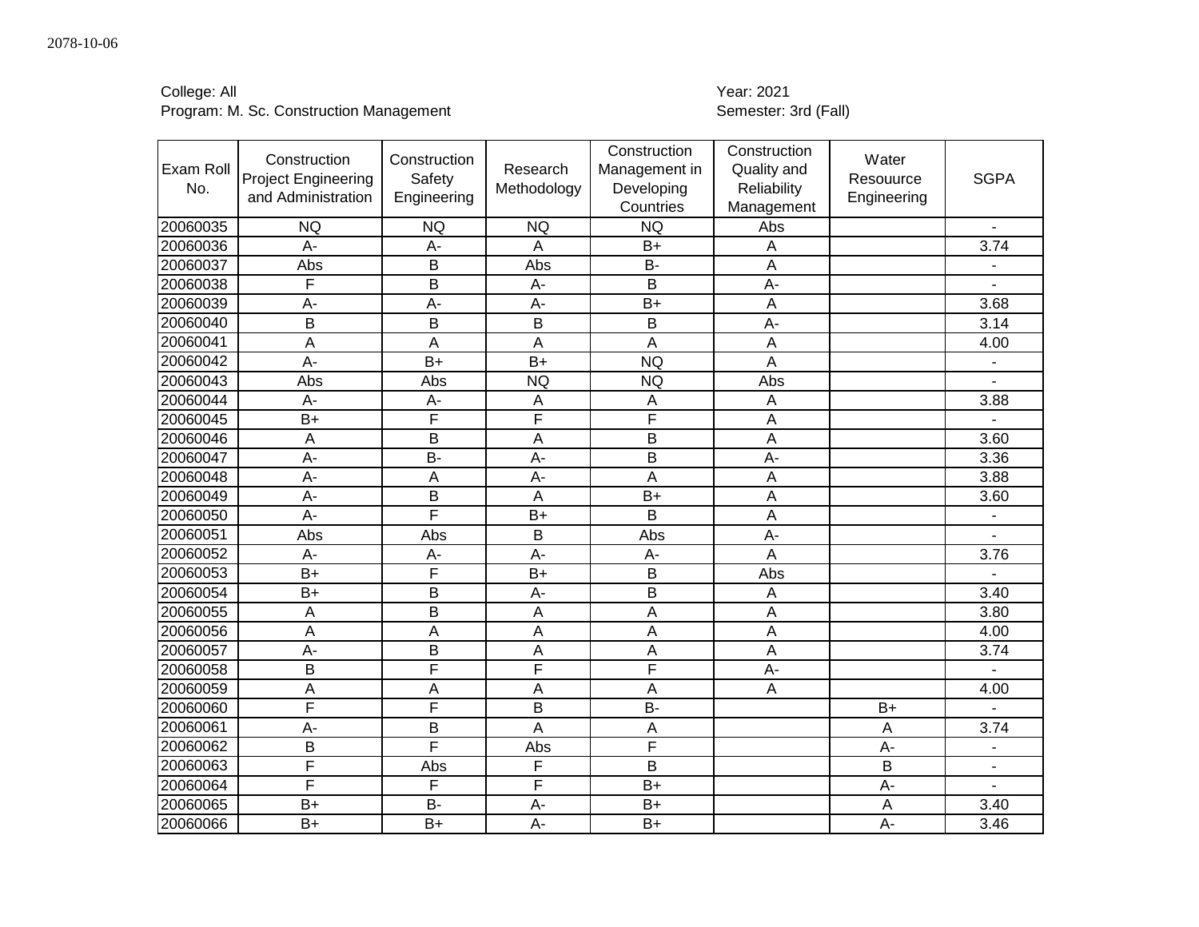College: All
Program: M. Sc. Construction Management

Year: 2021
Semester: 3rd (Fall)

| Exam Roll No. | Construction Project Engineering and Administration | Construction Safety Engineering | Research Methodology | Construction Management in Developing Countries | Construction Quality and Reliability Management | Water Resouurce Engineering | SGPA |
|---|---|---|---|---|---|---|---|
| 20060035 | NQ | NQ | NQ | NQ | Abs | | - |
| 20060036 | A- | A- | A | B+ | A | | 3.74 |
| 20060037 | Abs | B | Abs | B- | A | | - |
| 20060038 | F | B | A- | B | A- | | - |
| 20060039 | A- | A- | A- | B+ | A | | 3.68 |
| 20060040 | B | B | B | B | A- | | 3.14 |
| 20060041 | A | A | A | A | A | | 4.00 |
| 20060042 | A- | B+ | B+ | NQ | A | | - |
| 20060043 | Abs | Abs | NQ | NQ | Abs | | - |
| 20060044 | A- | A- | A | A | A | | 3.88 |
| 20060045 | B+ | F | F | F | A | | - |
| 20060046 | A | B | A | B | A | | 3.60 |
| 20060047 | A- | B- | A- | B | A- | | 3.36 |
| 20060048 | A- | A | A- | A | A | | 3.88 |
| 20060049 | A- | B | A | B+ | A | | 3.60 |
| 20060050 | A- | F | B+ | B | A | | - |
| 20060051 | Abs | Abs | B | Abs | A- | | - |
| 20060052 | A- | A- | A- | A- | A | | 3.76 |
| 20060053 | B+ | F | B+ | B | Abs | | - |
| 20060054 | B+ | B | A- | B | A | | 3.40 |
| 20060055 | A | B | A | A | A | | 3.80 |
| 20060056 | A | A | A | A | A | | 4.00 |
| 20060057 | A- | B | A | A | A | | 3.74 |
| 20060058 | B | F | F | F | A- | | - |
| 20060059 | A | A | A | A | A | | 4.00 |
| 20060060 | F | F | B | B- | | B+ | - |
| 20060061 | A- | B | A | A | | A | 3.74 |
| 20060062 | B | F | Abs | F | | A- | - |
| 20060063 | F | Abs | F | B | | B | - |
| 20060064 | F | F | F | B+ | | A- | - |
| 20060065 | B+ | B- | A- | B+ | | A | 3.40 |
| 20060066 | B+ | B+ | A- | B+ | | A- | 3.46 |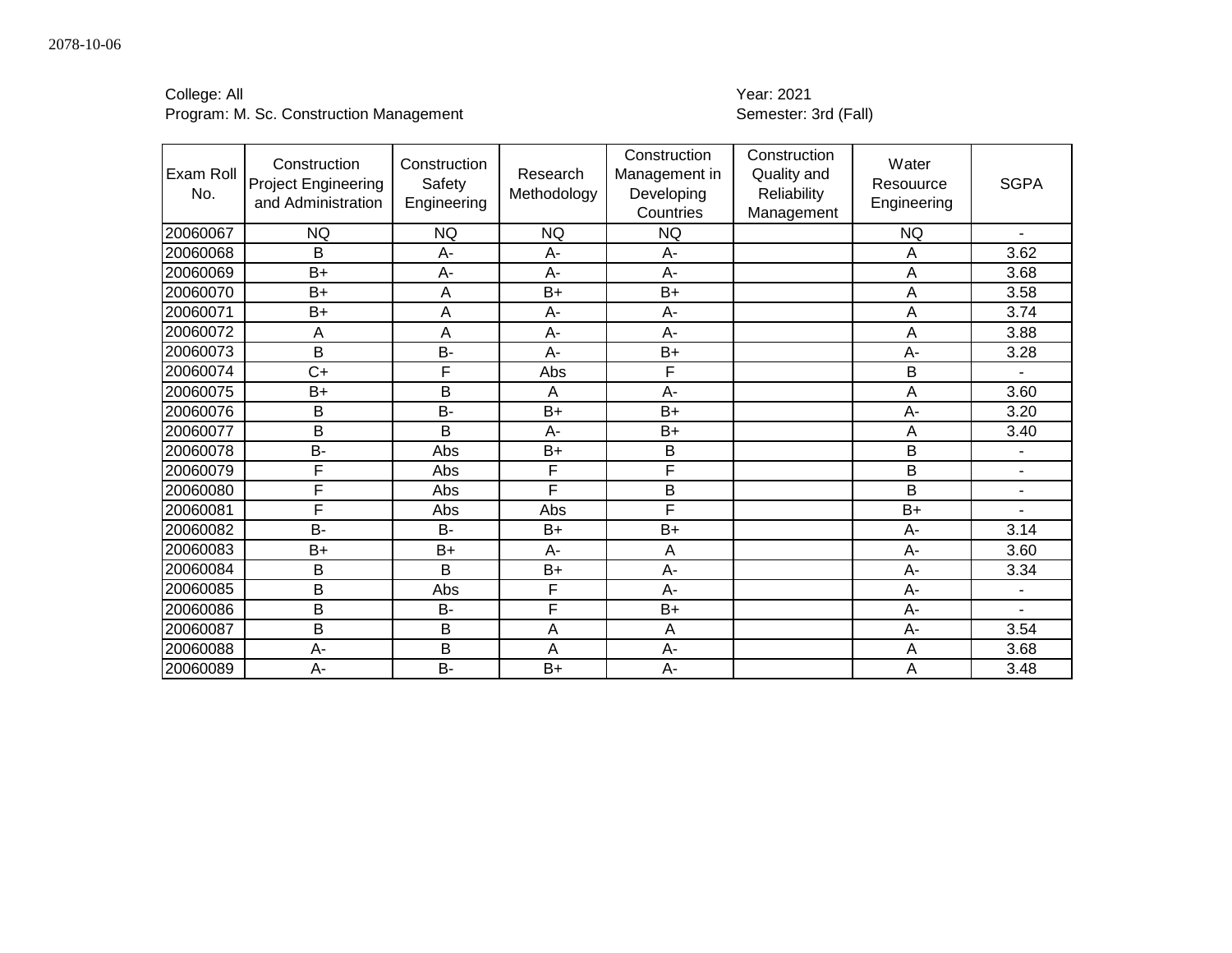2078-10-06

College: All
Program: M. Sc. Construction Management

Year: 2021
Semester: 3rd (Fall)

| Exam Roll No. | Construction Project Engineering and Administration | Construction Safety Engineering | Research Methodology | Construction Management in Developing Countries | Construction Quality and Reliability Management | Water Resouurce Engineering | SGPA |
|---|---|---|---|---|---|---|---|
| 20060067 | NQ | NQ | NQ | NQ | | NQ | - |
| 20060068 | B | A- | A- | A- | | A | 3.62 |
| 20060069 | B+ | A- | A- | A- | | A | 3.68 |
| 20060070 | B+ | A | B+ | B+ | | A | 3.58 |
| 20060071 | B+ | A | A- | A- | | A | 3.74 |
| 20060072 | A | A | A- | A- | | A | 3.88 |
| 20060073 | B | B- | A- | B+ | | A- | 3.28 |
| 20060074 | C+ | F | Abs | F | | B | - |
| 20060075 | B+ | B | A | A- | | A | 3.60 |
| 20060076 | B | B- | B+ | B+ | | A- | 3.20 |
| 20060077 | B | B | A- | B+ | | A | 3.40 |
| 20060078 | B- | Abs | B+ | B | | B | - |
| 20060079 | F | Abs | F | F | | B | - |
| 20060080 | F | Abs | F | B | | B | - |
| 20060081 | F | Abs | Abs | F | | B+ | - |
| 20060082 | B- | B- | B+ | B+ | | A- | 3.14 |
| 20060083 | B+ | B+ | A- | A | | A- | 3.60 |
| 20060084 | B | B | B+ | A- | | A- | 3.34 |
| 20060085 | B | Abs | F | A- | | A- | - |
| 20060086 | B | B- | F | B+ | | A- | - |
| 20060087 | B | B | A | A | | A- | 3.54 |
| 20060088 | A- | B | A | A- | | A | 3.68 |
| 20060089 | A- | B- | B+ | A- | | A | 3.48 |